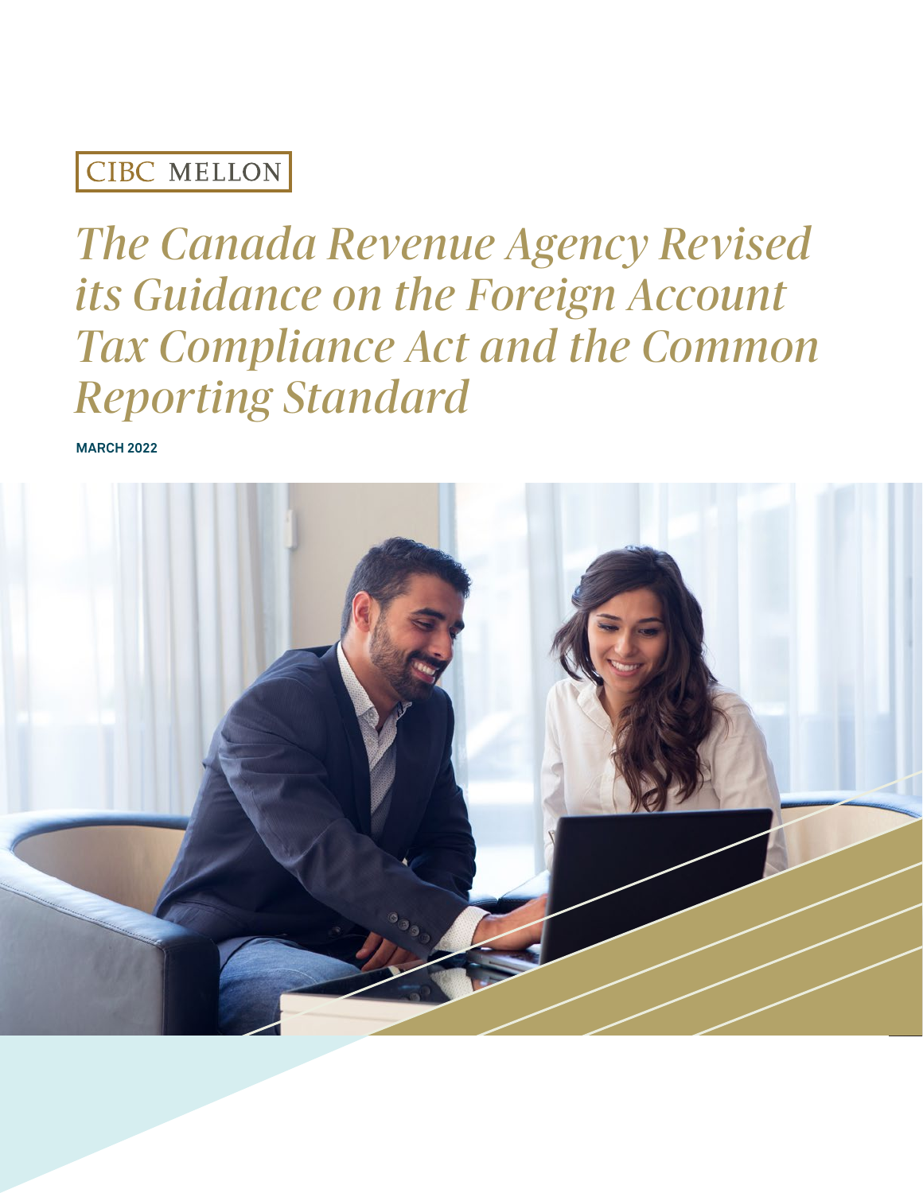CIBC MELLON

# *The Canada Revenue Agency Revised its Guidance on the Foreign Account Tax Compliance Act and the Common Reporting Standard*

**MARCH 2022**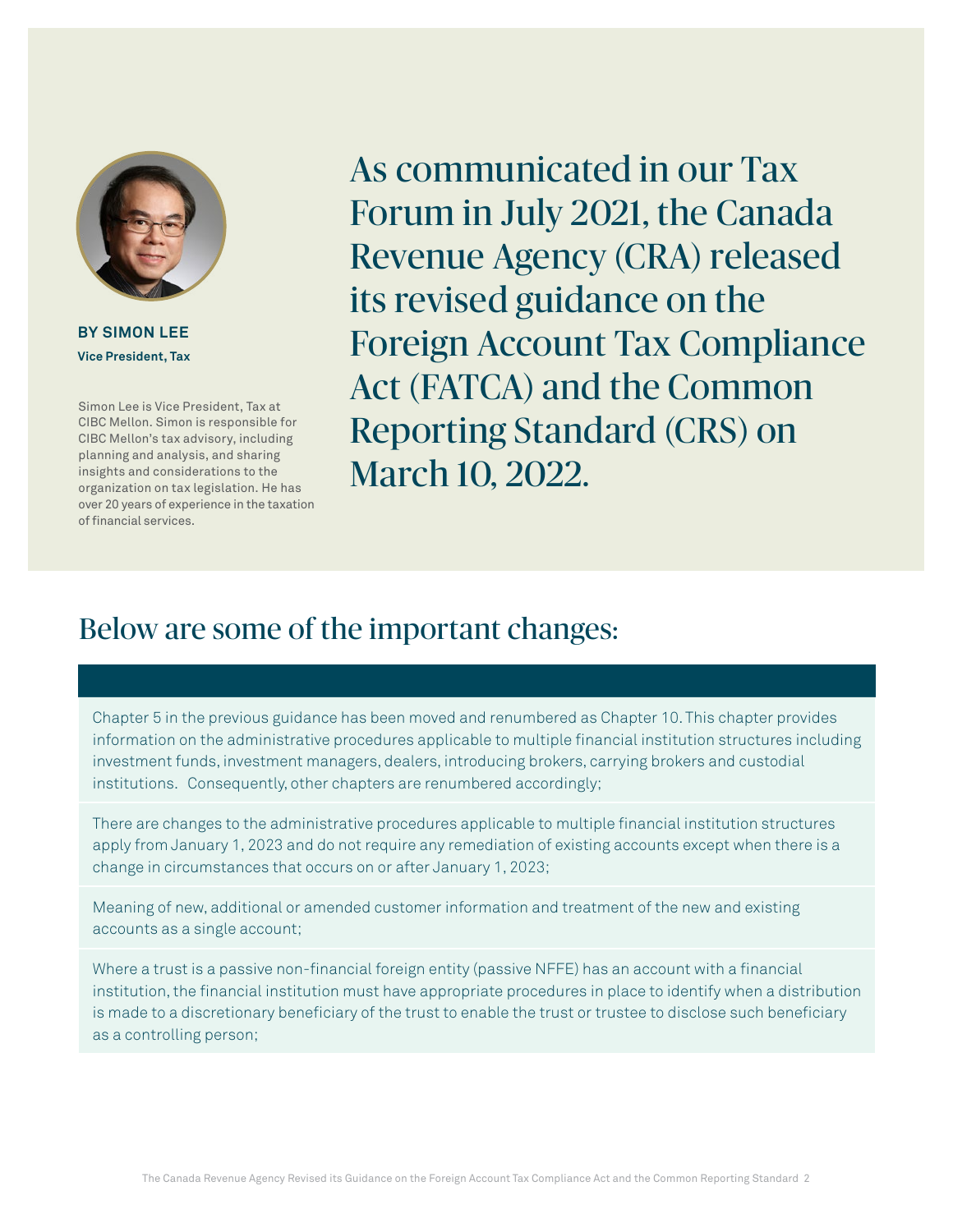**BY SIMON LEE**
**Vice President, Tax**

Simon Lee is Vice President, Tax at CIBC Mellon. Simon is responsible for CIBC Mellon's tax advisory, including planning and analysis, and sharing insights and considerations to the organization on tax legislation. He has over 20 years of experience in the taxation of financial services.

# As communicated in our Tax Forum in July 2021, the Canada Revenue Agency (CRA) released its revised guidance on the Foreign Account Tax Compliance Act (FATCA) and the Common Reporting Standard (CRS) on March 10, 2022.

## Below are some of the important changes:

- Chapter 5 in the previous guidance has been moved and renumbered as Chapter 10. This chapter provides information on the administrative procedures applicable to multiple financial institution structures including investment funds, investment managers, dealers, introducing brokers, carrying brokers and custodial institutions. Consequently, other chapters are renumbered accordingly;

- There are changes to the administrative procedures applicable to multiple financial institution structures apply from January 1, 2023 and do not require any remediation of existing accounts except when there is a change in circumstances that occurs on or after January 1, 2023;

- Meaning of new, additional or amended customer information and treatment of the new and existing accounts as a single account;

- Where a trust is a passive non-financial foreign entity (passive NFFE) has an account with a financial institution, the financial institution must have appropriate procedures in place to identify when a distribution is made to a discretionary beneficiary of the trust to enable the trust or trustee to disclose such beneficiary as a controlling person;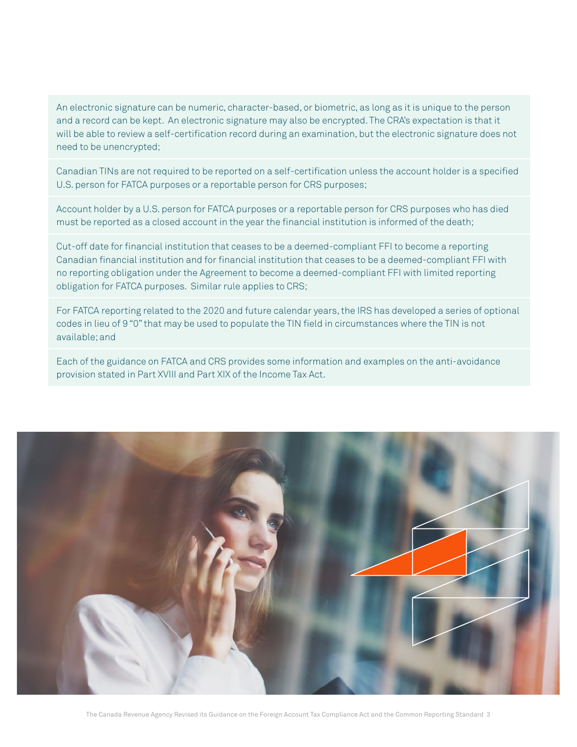An electronic signature can be numeric, character-based, or biometric, as long as it is unique to the person and a record can be kept. An electronic signature may also be encrypted. The CRA's expectation is that it will be able to review a self-certification record during an examination, but the electronic signature does not need to be unencrypted;

Canadian TINs are not required to be reported on a self-certification unless the account holder is a specified U.S. person for FATCA purposes or a reportable person for CRS purposes;

Account holder by a U.S. person for FATCA purposes or a reportable person for CRS purposes who has died must be reported as a closed account in the year the financial institution is informed of the death;

Cut-off date for financial institution that ceases to be a deemed-compliant FFI to become a reporting Canadian financial institution and for financial institution that ceases to be a deemed-compliant FFI with no reporting obligation under the Agreement to become a deemed-compliant FFI with limited reporting obligation for FATCA purposes. Similar rule applies to CRS;

For FATCA reporting related to the 2020 and future calendar years, the IRS has developed a series of optional codes in lieu of 9 "0" that may be used to populate the TIN field in circumstances where the TIN is not available; and

Each of the guidance on FATCA and CRS provides some information and examples on the anti-avoidance provision stated in Part XVIII and Part XIX of the Income Tax Act.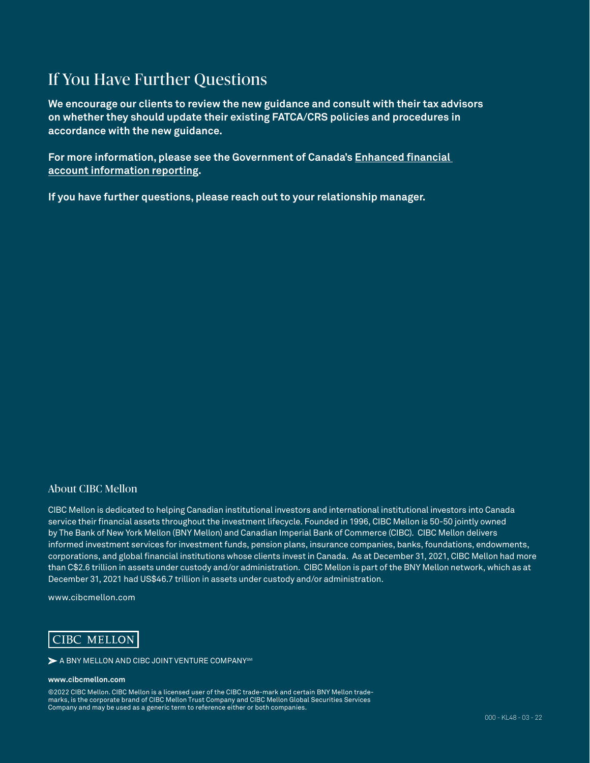# If You Have Further Questions

**We encourage our clients to review the new guidance and consult with their tax advisors on whether they should update their existing FATCA/CRS policies and procedures in accordance with the new guidance.**

**For more information, please see the Government of Canada's Enhanced financial account information reporting.**

**If you have further questions, please reach out to your relationship manager.**

## About CIBC Mellon

CIBC Mellon is dedicated to helping Canadian institutional investors and international institutional investors into Canada service their financial assets throughout the investment lifecycle. Founded in 1996, CIBC Mellon is 50-50 jointly owned by The Bank of New York Mellon (BNY Mellon) and Canadian Imperial Bank of Commerce (CIBC). CIBC Mellon delivers informed investment services for investment funds, pension plans, insurance companies, banks, foundations, endowments, corporations, and global financial institutions whose clients invest in Canada. As at December 31, 2021, CIBC Mellon had more than C$2.6 trillion in assets under custody and/or administration. CIBC Mellon is part of the BNY Mellon network, which as at December 31, 2021 had US$46.7 trillion in assets under custody and/or administration.

www.cibcmellon.com

CIBC MELLON

A BNY MELLON AND CIBC JOINT VENTURE COMPANY℠

**www.cibcmellon.com**

©2022 CIBC Mellon. CIBC Mellon is a licensed user of the CIBC trade-mark and certain BNY Mellon trade-marks, is the corporate brand of CIBC Mellon Trust Company and CIBC Mellon Global Securities Services Company and may be used as a generic term to reference either or both companies.

000 - KL48 - 03 - 22